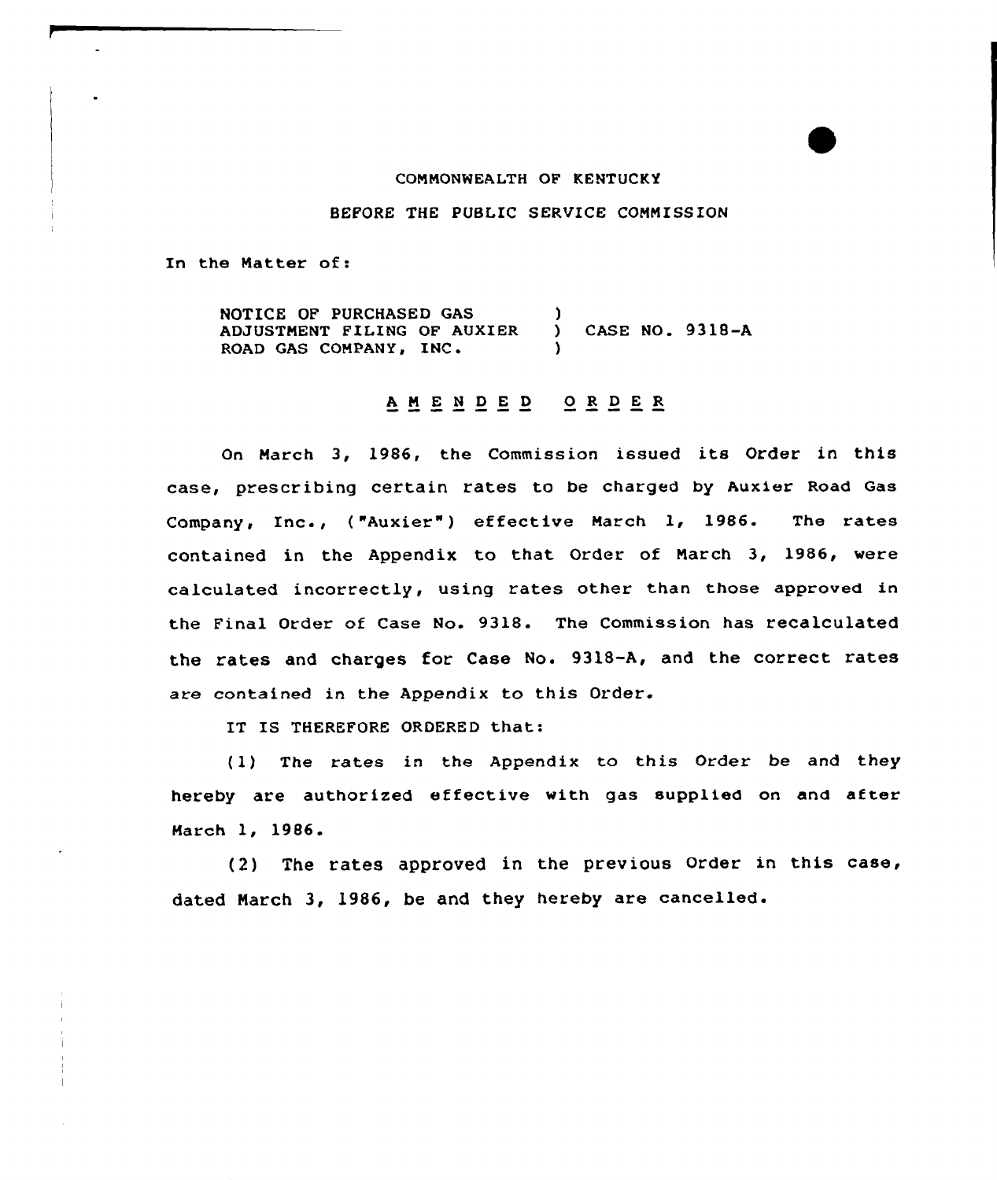COMMONWEALTH OF KENTUCKY

BEFORE THE PUBLIC SERVICE COMMISSION

In the Matter of:

NOTICE OF PURCHASED GAS ADJUSTMENT FILING OF AUXIER ROAD GAS COMPANY, INC. ) CASE NO. 9318-A

## AMENDED ORDER

On March 3, 1986, the Commission issued its Order in this case, prescribing certain rates to be charged by Auxier Road Gas Company, Inc., ("Auxier") effective March 1, 1986. The rates contained in the Appendix to that Order of March 3, 1986, were calculated incorrectly, using rates other than those approved in the Final Order of Case No. 9318. The Commission has recalculated the rates and charges for Case No. 9318-A, and the correct rates are contained in the Appendix to this Order.

IT IS THEREFORE ORDERED that:

(1) The rates in the Appendix to this Order be and they hereby are authorized effective with gas supplied on and after March 1, 1986.

(2) The rates approved in the previous Order in this case, dated March 3, 1986, be and they hereby are cancelled.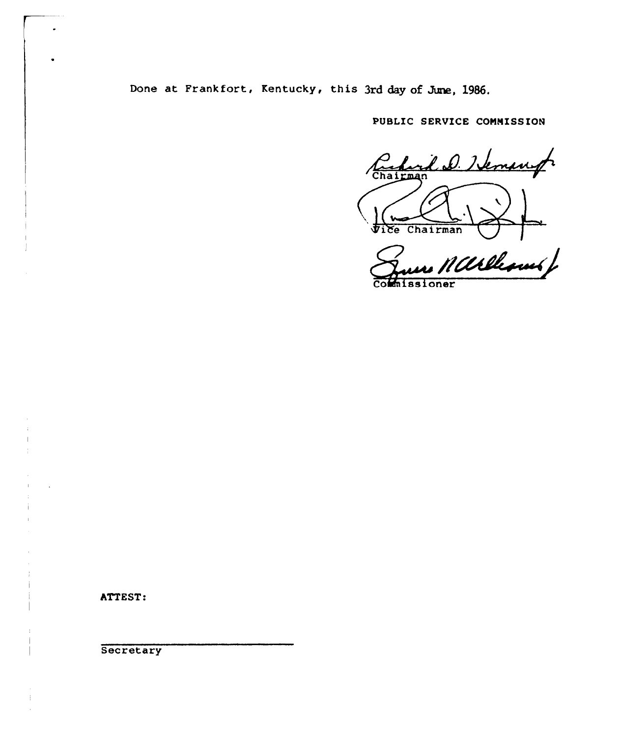Done at Frankfort, Kentucky, this 3rd day of June, 1986.

PUBLIC SERVICE COMMISSION

Chairman

Vice Chairman

Commissioner

ATTEST:

Secretary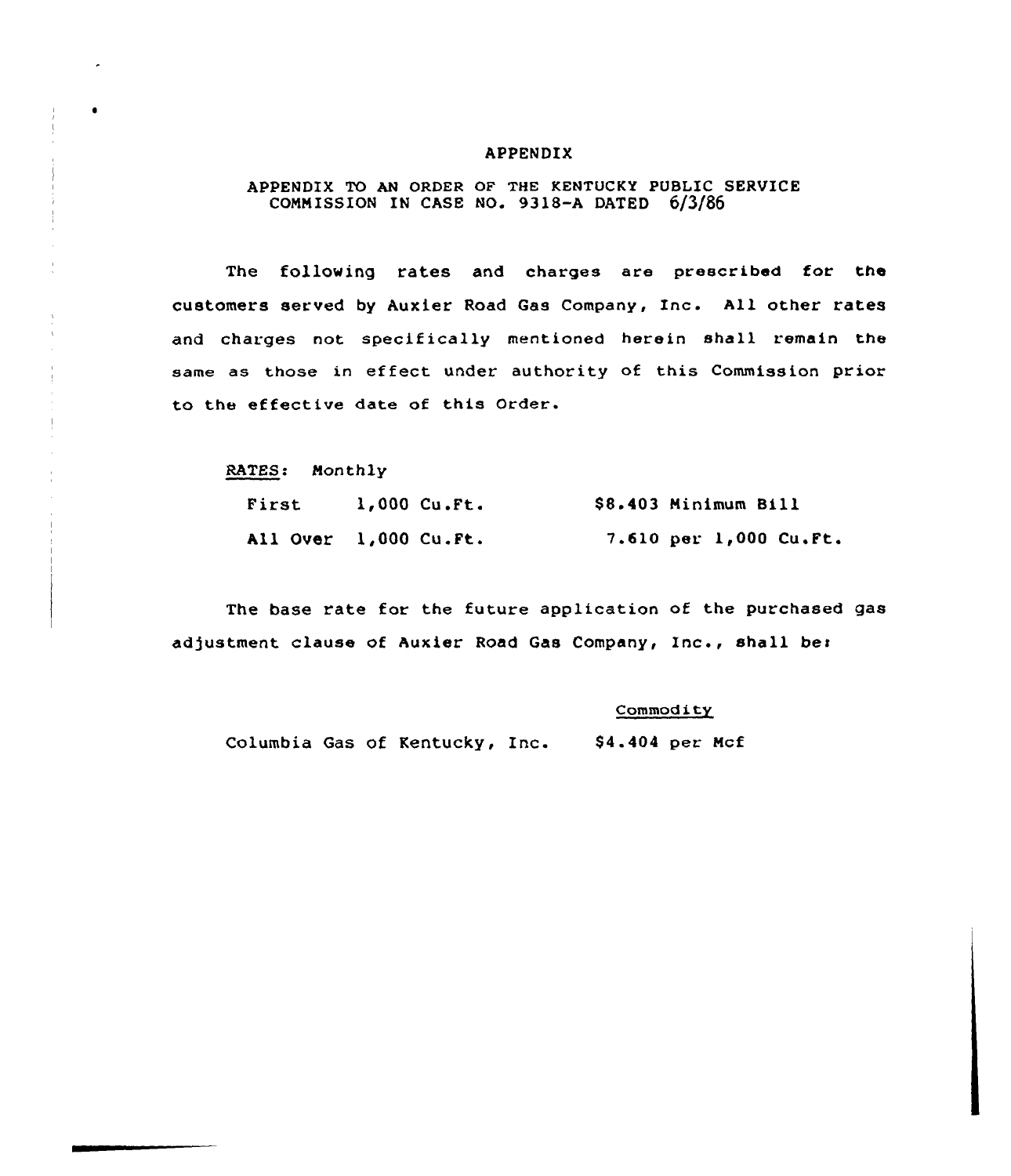# APPENDIX

APPENDIX TO AN ORDER OF THE KENTUCKY PUBLIC SERVICE COMMISSION IN CASE NO. 9318-A DATED 6/3/86

The following rates and charges are prescribed for the customers served by Auxier Road Gas Company, Inc. All other rates and charges not specifically mentioned herein shall remain the same as those in effect under authority of this Commission prior to the effective date of this Order.

RATES: Monthly

| | | |
|---|---|---|
| First | 1,000 Cu.Ft. | $8.403 Minimum Bill |
| All Over | 1,000 Cu.Ft. | 7.610 per 1,000 Cu.Ft. |

The base rate for the future application of the purchased gas adjustment clause of Auxier Road Gas Company, Inc., shall be:

| | Commodity |
|---|---|
| Columbia Gas of Kentucky, Inc. | $4.404 per Mcf |